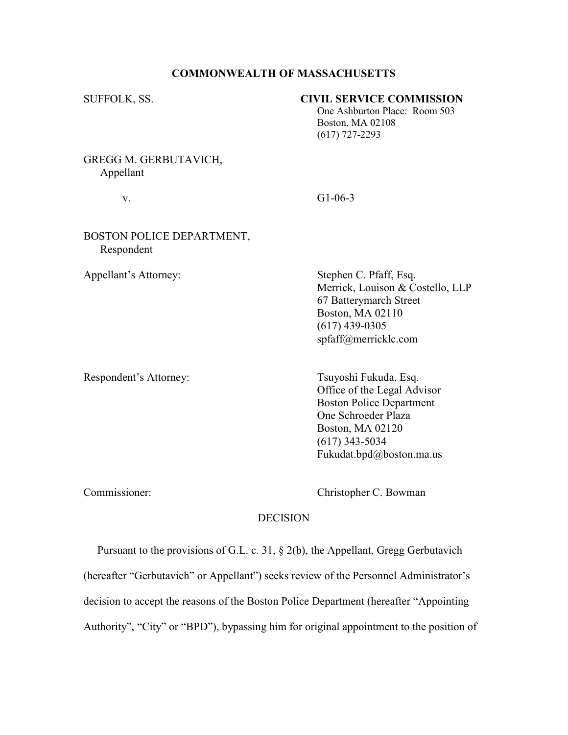**COMMONWEALTH OF MASSACHUSETTS**

SUFFOLK, SS.

**CIVIL SERVICE COMMISSION**
One Ashburton Place: Room 503
Boston, MA 02108
(617) 727-2293

GREGG M. GERBUTAVICH,
Appellant

v. G1-06-3

BOSTON POLICE DEPARTMENT,
Respondent

Appellant's Attorney:

Stephen C. Pfaff, Esq.
Merrick, Louison & Costello, LLP
67 Batterymarch Street
Boston, MA 02110
(617) 439-0305
spfaff@merricklc.com

Respondent's Attorney:

Tsuyoshi Fukuda, Esq.
Office of the Legal Advisor
Boston Police Department
One Schroeder Plaza
Boston, MA 02120
(617) 343-5034
Fukudat.bpd@boston.ma.us

Commissioner: Christopher C. Bowman

DECISION

Pursuant to the provisions of G.L. c. 31, § 2(b), the Appellant, Gregg Gerbutavich (hereafter "Gerbutavich" or Appellant") seeks review of the Personnel Administrator's decision to accept the reasons of the Boston Police Department (hereafter "Appointing Authority", "City" or "BPD"), bypassing him for original appointment to the position of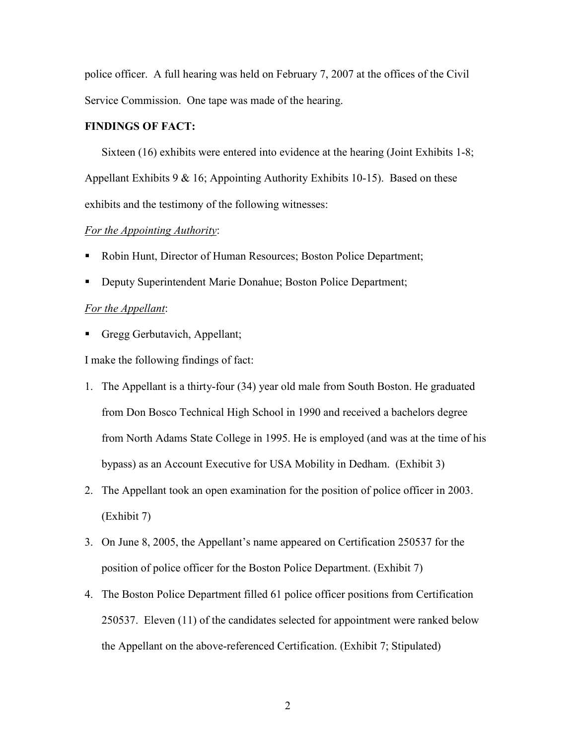police officer. A full hearing was held on February 7, 2007 at the offices of the Civil Service Commission. One tape was made of the hearing.

**FINDINGS OF FACT:**

Sixteen (16) exhibits were entered into evidence at the hearing (Joint Exhibits 1-8; Appellant Exhibits 9 & 16; Appointing Authority Exhibits 10-15). Based on these exhibits and the testimony of the following witnesses:

*For the Appointing Authority*:

- Robin Hunt, Director of Human Resources; Boston Police Department;
- Deputy Superintendent Marie Donahue; Boston Police Department;

*For the Appellant*:

- Gregg Gerbutavich, Appellant;

I make the following findings of fact:

1. The Appellant is a thirty-four (34) year old male from South Boston. He graduated from Don Bosco Technical High School in 1990 and received a bachelors degree from North Adams State College in 1995. He is employed (and was at the time of his bypass) as an Account Executive for USA Mobility in Dedham. (Exhibit 3)
2. The Appellant took an open examination for the position of police officer in 2003. (Exhibit 7)
3. On June 8, 2005, the Appellant's name appeared on Certification 250537 for the position of police officer for the Boston Police Department. (Exhibit 7)
4. The Boston Police Department filled 61 police officer positions from Certification 250537. Eleven (11) of the candidates selected for appointment were ranked below the Appellant on the above-referenced Certification. (Exhibit 7; Stipulated)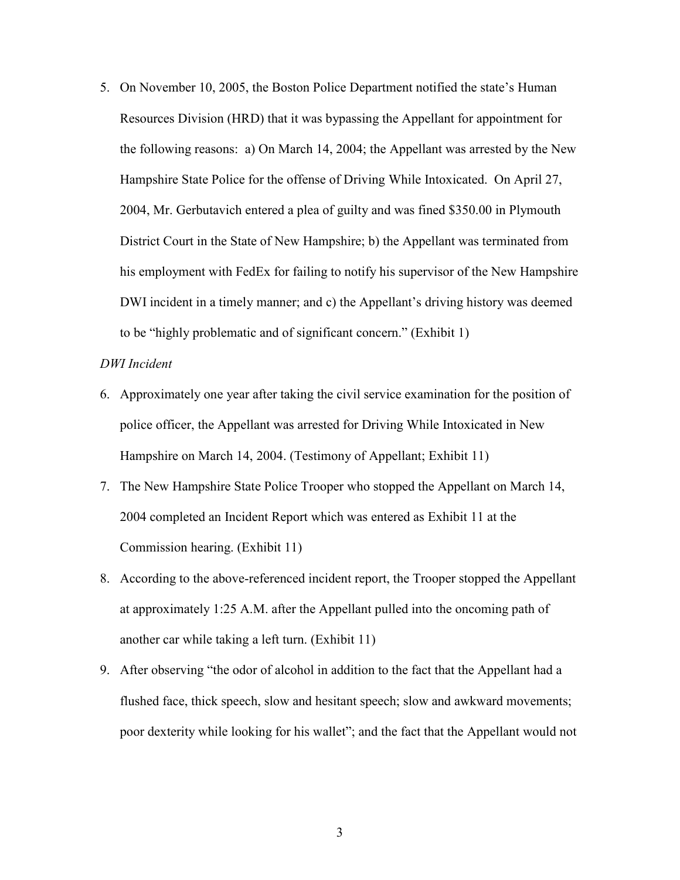5. On November 10, 2005, the Boston Police Department notified the state's Human Resources Division (HRD) that it was bypassing the Appellant for appointment for the following reasons: a) On March 14, 2004; the Appellant was arrested by the New Hampshire State Police for the offense of Driving While Intoxicated. On April 27, 2004, Mr. Gerbutavich entered a plea of guilty and was fined $350.00 in Plymouth District Court in the State of New Hampshire; b) the Appellant was terminated from his employment with FedEx for failing to notify his supervisor of the New Hampshire DWI incident in a timely manner; and c) the Appellant's driving history was deemed to be "highly problematic and of significant concern." (Exhibit 1)

*DWI Incident*

6. Approximately one year after taking the civil service examination for the position of police officer, the Appellant was arrested for Driving While Intoxicated in New Hampshire on March 14, 2004. (Testimony of Appellant; Exhibit 11)
7. The New Hampshire State Police Trooper who stopped the Appellant on March 14, 2004 completed an Incident Report which was entered as Exhibit 11 at the Commission hearing. (Exhibit 11)
8. According to the above-referenced incident report, the Trooper stopped the Appellant at approximately 1:25 A.M. after the Appellant pulled into the oncoming path of another car while taking a left turn. (Exhibit 11)
9. After observing "the odor of alcohol in addition to the fact that the Appellant had a flushed face, thick speech, slow and hesitant speech; slow and awkward movements; poor dexterity while looking for his wallet"; and the fact that the Appellant would not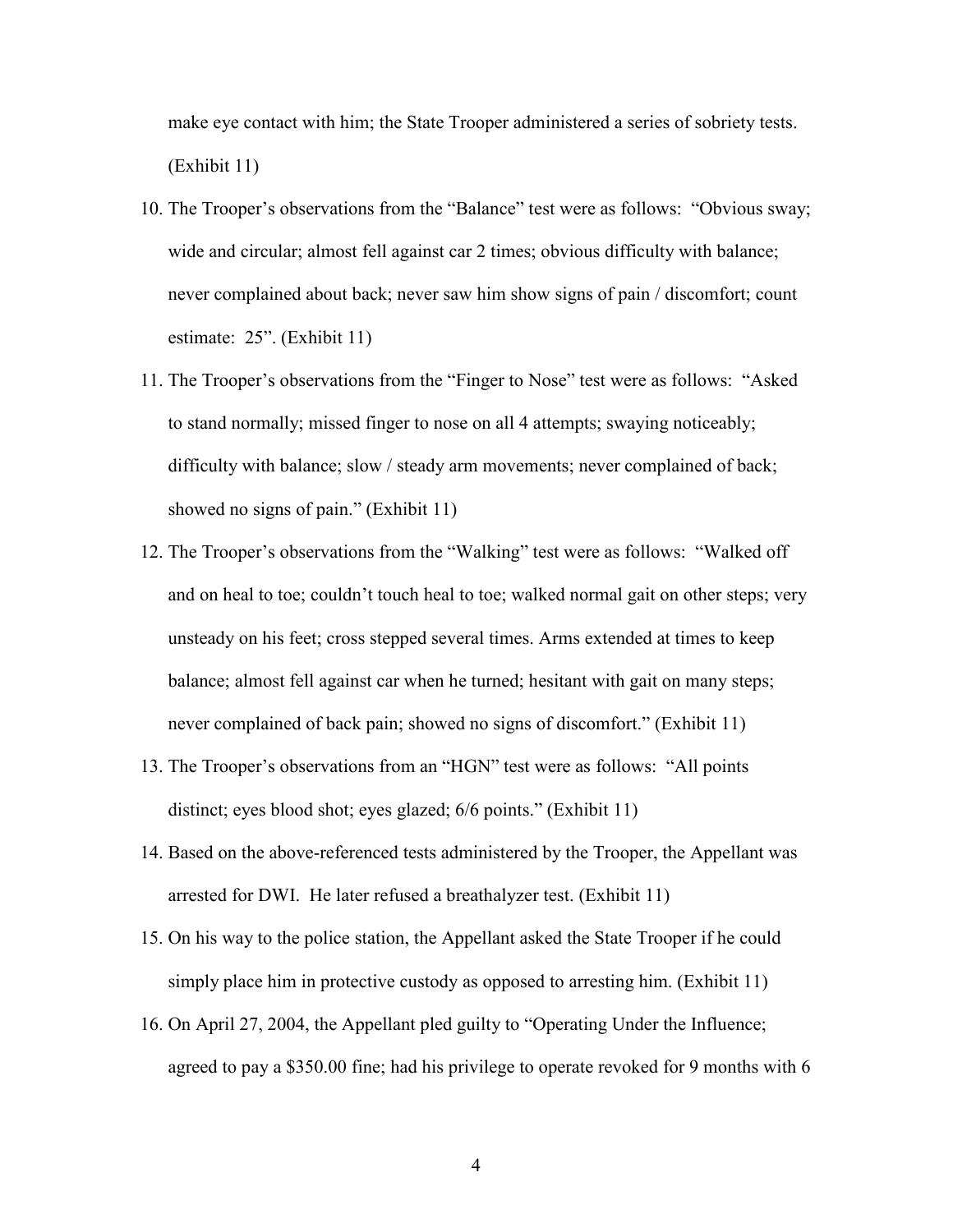make eye contact with him; the State Trooper administered a series of sobriety tests. (Exhibit 11)

10. The Trooper's observations from the "Balance" test were as follows: "Obvious sway; wide and circular; almost fell against car 2 times; obvious difficulty with balance; never complained about back; never saw him show signs of pain / discomfort; count estimate: 25". (Exhibit 11)
11. The Trooper's observations from the "Finger to Nose" test were as follows: "Asked to stand normally; missed finger to nose on all 4 attempts; swaying noticeably; difficulty with balance; slow / steady arm movements; never complained of back; showed no signs of pain." (Exhibit 11)
12. The Trooper's observations from the "Walking" test were as follows: "Walked off and on heal to toe; couldn't touch heal to toe; walked normal gait on other steps; very unsteady on his feet; cross stepped several times. Arms extended at times to keep balance; almost fell against car when he turned; hesitant with gait on many steps; never complained of back pain; showed no signs of discomfort." (Exhibit 11)
13. The Trooper's observations from an "HGN" test were as follows: "All points distinct; eyes blood shot; eyes glazed; 6/6 points." (Exhibit 11)
14. Based on the above-referenced tests administered by the Trooper, the Appellant was arrested for DWI. He later refused a breathalyzer test. (Exhibit 11)
15. On his way to the police station, the Appellant asked the State Trooper if he could simply place him in protective custody as opposed to arresting him. (Exhibit 11)
16. On April 27, 2004, the Appellant pled guilty to "Operating Under the Influence; agreed to pay a $350.00 fine; had his privilege to operate revoked for 9 months with 6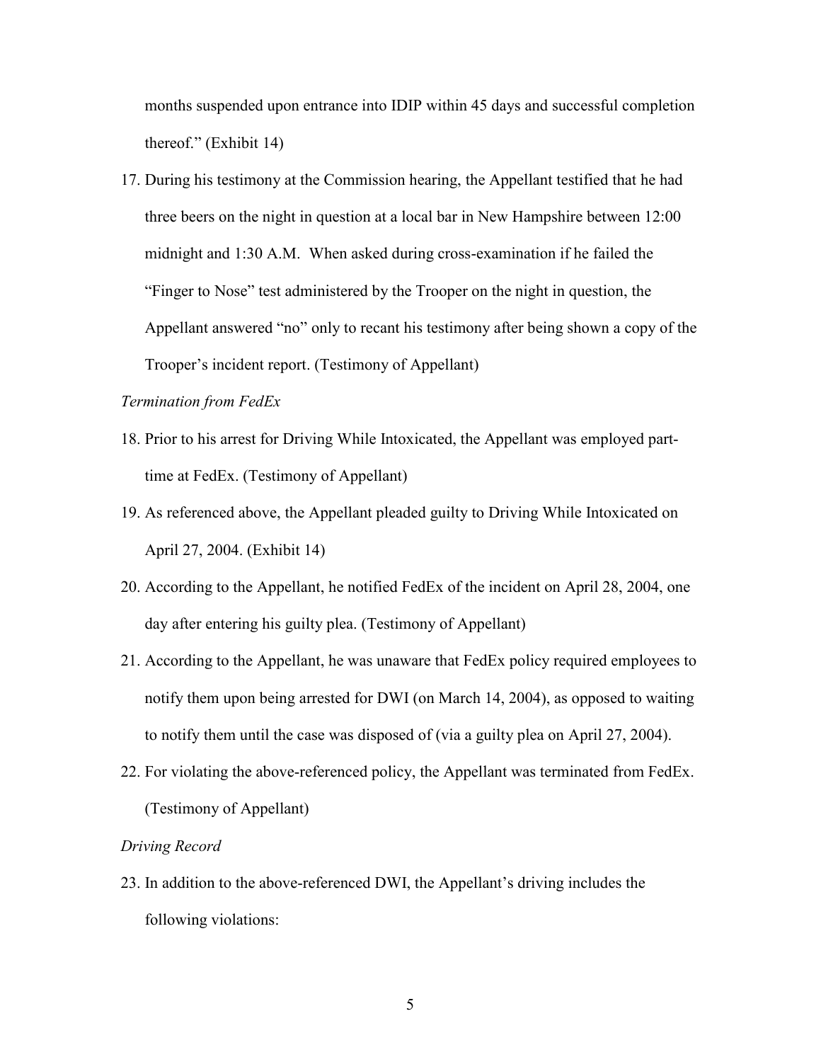months suspended upon entrance into IDIP within 45 days and successful completion thereof." (Exhibit 14)

17. During his testimony at the Commission hearing, the Appellant testified that he had three beers on the night in question at a local bar in New Hampshire between 12:00 midnight and 1:30 A.M. When asked during cross-examination if he failed the "Finger to Nose" test administered by the Trooper on the night in question, the Appellant answered "no" only to recant his testimony after being shown a copy of the Trooper's incident report. (Testimony of Appellant)

*Termination from FedEx*

18. Prior to his arrest for Driving While Intoxicated, the Appellant was employed part-time at FedEx. (Testimony of Appellant)
19. As referenced above, the Appellant pleaded guilty to Driving While Intoxicated on April 27, 2004. (Exhibit 14)
20. According to the Appellant, he notified FedEx of the incident on April 28, 2004, one day after entering his guilty plea. (Testimony of Appellant)
21. According to the Appellant, he was unaware that FedEx policy required employees to notify them upon being arrested for DWI (on March 14, 2004), as opposed to waiting to notify them until the case was disposed of (via a guilty plea on April 27, 2004).
22. For violating the above-referenced policy, the Appellant was terminated from FedEx. (Testimony of Appellant)

*Driving Record*

23. In addition to the above-referenced DWI, the Appellant's driving includes the following violations: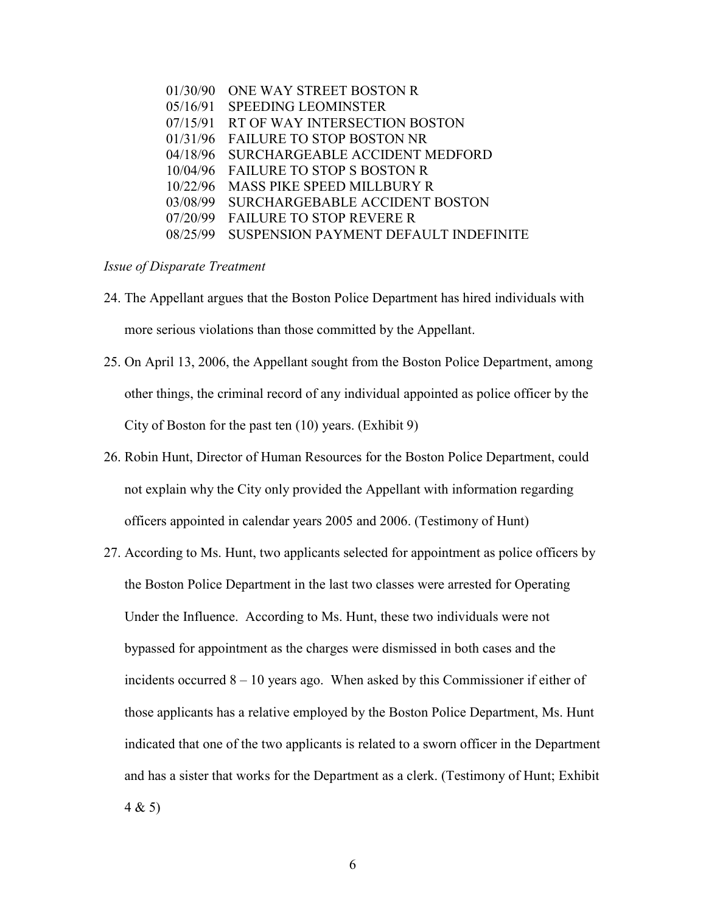01/30/90 ONE WAY STREET BOSTON R
05/16/91 SPEEDING LEOMINSTER
07/15/91 RT OF WAY INTERSECTION BOSTON
01/31/96 FAILURE TO STOP BOSTON NR
04/18/96 SURCHARGEABLE ACCIDENT MEDFORD
10/04/96 FAILURE TO STOP S BOSTON R
10/22/96 MASS PIKE SPEED MILLBURY R
03/08/99 SURCHARGEBABLE ACCIDENT BOSTON
07/20/99 FAILURE TO STOP REVERE R
08/25/99 SUSPENSION PAYMENT DEFAULT INDEFINITE

*Issue of Disparate Treatment*

24. The Appellant argues that the Boston Police Department has hired individuals with more serious violations than those committed by the Appellant.
25. On April 13, 2006, the Appellant sought from the Boston Police Department, among other things, the criminal record of any individual appointed as police officer by the City of Boston for the past ten (10) years. (Exhibit 9)
26. Robin Hunt, Director of Human Resources for the Boston Police Department, could not explain why the City only provided the Appellant with information regarding officers appointed in calendar years 2005 and 2006. (Testimony of Hunt)
27. According to Ms. Hunt, two applicants selected for appointment as police officers by the Boston Police Department in the last two classes were arrested for Operating Under the Influence. According to Ms. Hunt, these two individuals were not bypassed for appointment as the charges were dismissed in both cases and the incidents occurred 8 – 10 years ago. When asked by this Commissioner if either of those applicants has a relative employed by the Boston Police Department, Ms. Hunt indicated that one of the two applicants is related to a sworn officer in the Department and has a sister that works for the Department as a clerk. (Testimony of Hunt; Exhibit 4 & 5)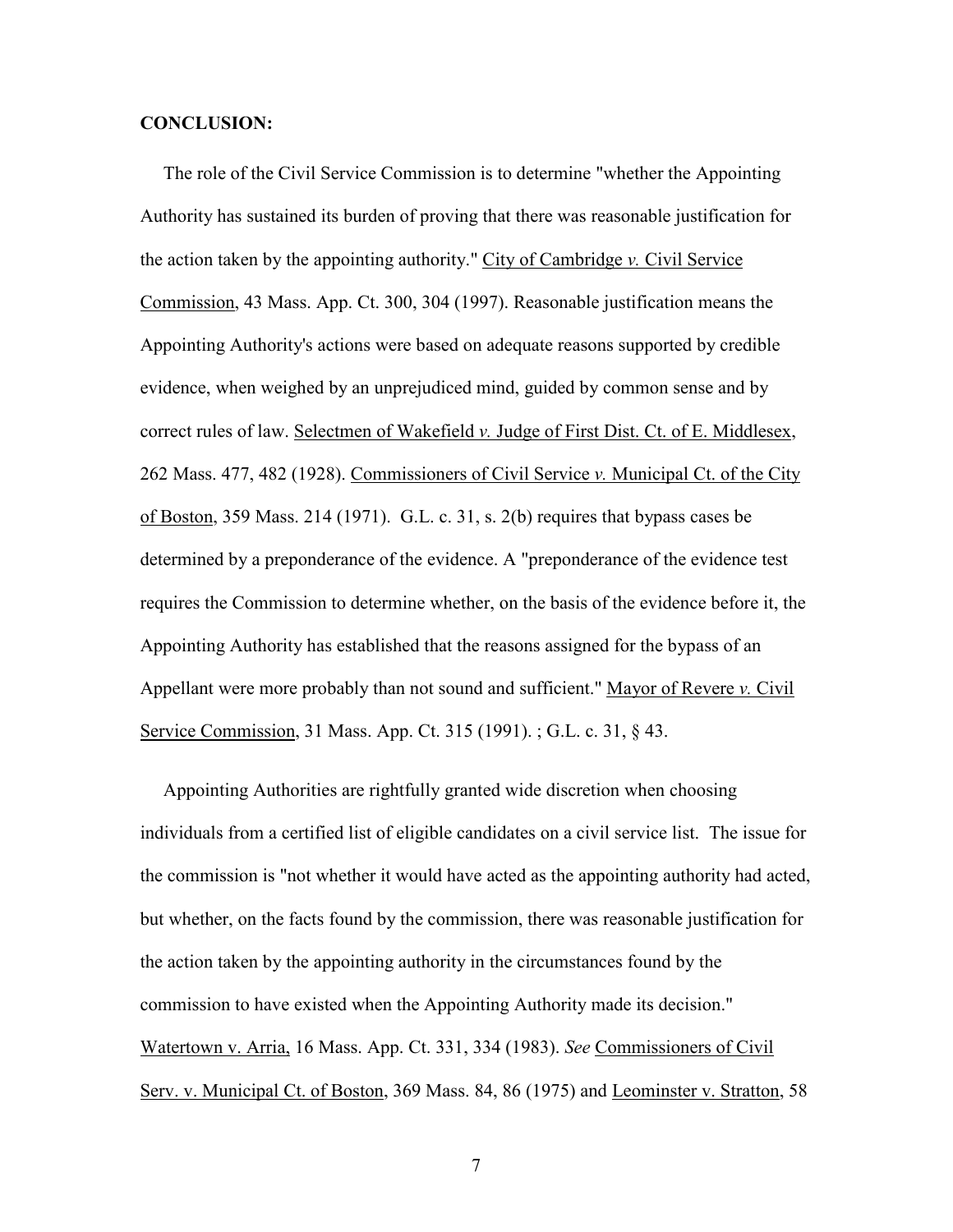**CONCLUSION:**

The role of the Civil Service Commission is to determine "whether the Appointing Authority has sustained its burden of proving that there was reasonable justification for the action taken by the appointing authority." City of Cambridge *v.* Civil Service Commission, 43 Mass. App. Ct. 300, 304 (1997). Reasonable justification means the Appointing Authority's actions were based on adequate reasons supported by credible evidence, when weighed by an unprejudiced mind, guided by common sense and by correct rules of law. Selectmen of Wakefield *v.* Judge of First Dist. Ct. of E. Middlesex, 262 Mass. 477, 482 (1928). Commissioners of Civil Service *v.* Municipal Ct. of the City of Boston, 359 Mass. 214 (1971). G.L. c. 31, s. 2(b) requires that bypass cases be determined by a preponderance of the evidence. A "preponderance of the evidence test requires the Commission to determine whether, on the basis of the evidence before it, the Appointing Authority has established that the reasons assigned for the bypass of an Appellant were more probably than not sound and sufficient." Mayor of Revere *v.* Civil Service Commission, 31 Mass. App. Ct. 315 (1991). ; G.L. c. 31, § 43.

Appointing Authorities are rightfully granted wide discretion when choosing individuals from a certified list of eligible candidates on a civil service list. The issue for the commission is "not whether it would have acted as the appointing authority had acted, but whether, on the facts found by the commission, there was reasonable justification for the action taken by the appointing authority in the circumstances found by the commission to have existed when the Appointing Authority made its decision." Watertown v. Arria, 16 Mass. App. Ct. 331, 334 (1983). *See* Commissioners of Civil Serv. v. Municipal Ct. of Boston, 369 Mass. 84, 86 (1975) and Leominster v. Stratton, 58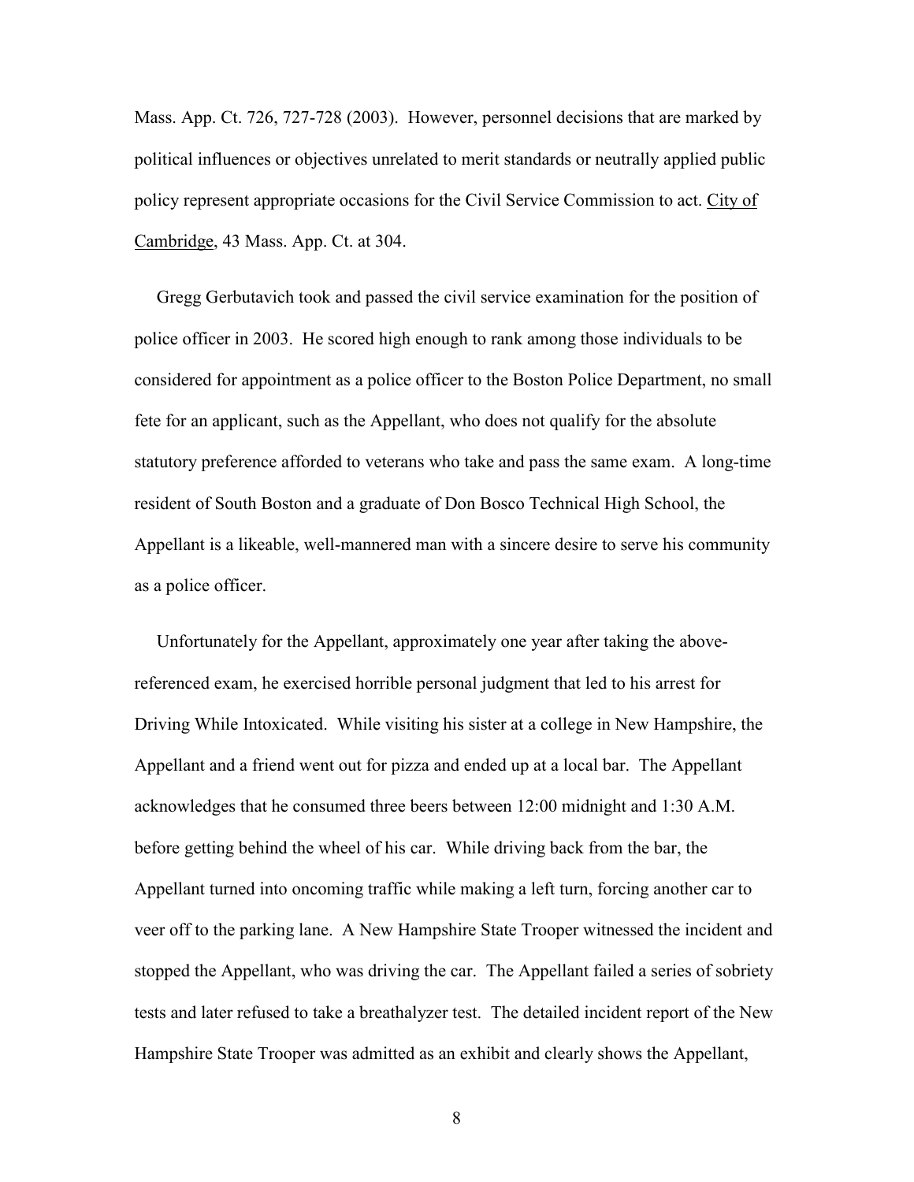Mass. App. Ct. 726, 727-728 (2003). However, personnel decisions that are marked by political influences or objectives unrelated to merit standards or neutrally applied public policy represent appropriate occasions for the Civil Service Commission to act. City of Cambridge, 43 Mass. App. Ct. at 304.

Gregg Gerbutavich took and passed the civil service examination for the position of police officer in 2003. He scored high enough to rank among those individuals to be considered for appointment as a police officer to the Boston Police Department, no small fete for an applicant, such as the Appellant, who does not qualify for the absolute statutory preference afforded to veterans who take and pass the same exam. A long-time resident of South Boston and a graduate of Don Bosco Technical High School, the Appellant is a likeable, well-mannered man with a sincere desire to serve his community as a police officer.

Unfortunately for the Appellant, approximately one year after taking the above-referenced exam, he exercised horrible personal judgment that led to his arrest for Driving While Intoxicated. While visiting his sister at a college in New Hampshire, the Appellant and a friend went out for pizza and ended up at a local bar. The Appellant acknowledges that he consumed three beers between 12:00 midnight and 1:30 A.M. before getting behind the wheel of his car. While driving back from the bar, the Appellant turned into oncoming traffic while making a left turn, forcing another car to veer off to the parking lane. A New Hampshire State Trooper witnessed the incident and stopped the Appellant, who was driving the car. The Appellant failed a series of sobriety tests and later refused to take a breathalyzer test. The detailed incident report of the New Hampshire State Trooper was admitted as an exhibit and clearly shows the Appellant,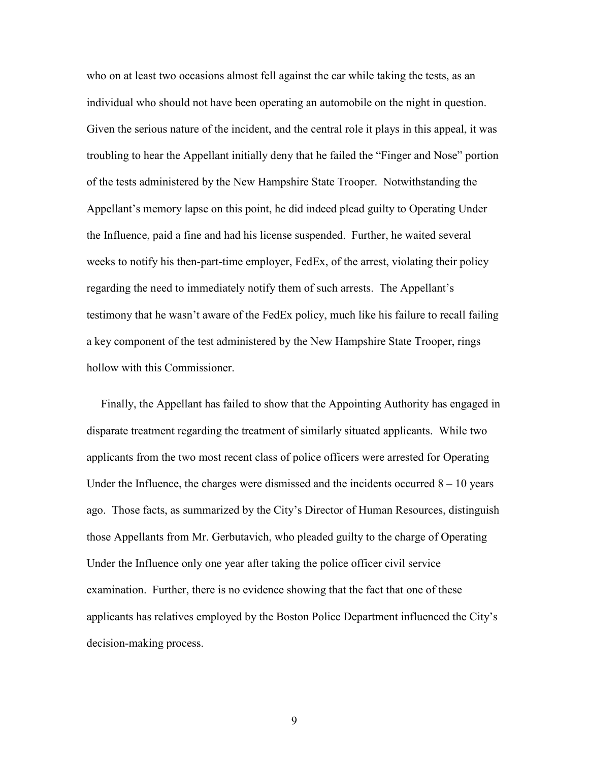who on at least two occasions almost fell against the car while taking the tests, as an individual who should not have been operating an automobile on the night in question. Given the serious nature of the incident, and the central role it plays in this appeal, it was troubling to hear the Appellant initially deny that he failed the "Finger and Nose" portion of the tests administered by the New Hampshire State Trooper. Notwithstanding the Appellant's memory lapse on this point, he did indeed plead guilty to Operating Under the Influence, paid a fine and had his license suspended. Further, he waited several weeks to notify his then-part-time employer, FedEx, of the arrest, violating their policy regarding the need to immediately notify them of such arrests. The Appellant's testimony that he wasn't aware of the FedEx policy, much like his failure to recall failing a key component of the test administered by the New Hampshire State Trooper, rings hollow with this Commissioner.

Finally, the Appellant has failed to show that the Appointing Authority has engaged in disparate treatment regarding the treatment of similarly situated applicants. While two applicants from the two most recent class of police officers were arrested for Operating Under the Influence, the charges were dismissed and the incidents occurred 8 – 10 years ago. Those facts, as summarized by the City's Director of Human Resources, distinguish those Appellants from Mr. Gerbutavich, who pleaded guilty to the charge of Operating Under the Influence only one year after taking the police officer civil service examination. Further, there is no evidence showing that the fact that one of these applicants has relatives employed by the Boston Police Department influenced the City's decision-making process.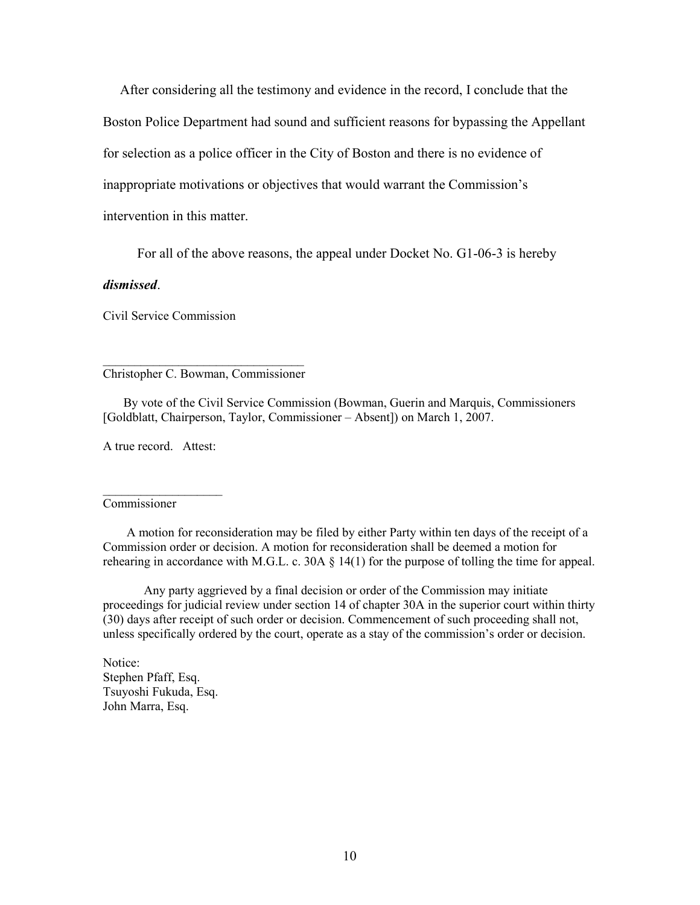After considering all the testimony and evidence in the record, I conclude that the Boston Police Department had sound and sufficient reasons for bypassing the Appellant for selection as a police officer in the City of Boston and there is no evidence of inappropriate motivations or objectives that would warrant the Commission's intervention in this matter.

For all of the above reasons, the appeal under Docket No. G1-06-3 is hereby ***dismissed***.

Civil Service Commission

\_\_\_\_\_\_\_\_\_\_\_\_\_\_\_\_\_\_\_\_\_\_\_\_\_\_\_\_\_\_\_\_
Christopher C. Bowman, Commissioner

By vote of the Civil Service Commission (Bowman, Guerin and Marquis, Commissioners [Goldblatt, Chairperson, Taylor, Commissioner – Absent]) on March 1, 2007.

A true record. Attest:

\_\_\_\_\_\_\_\_\_\_\_\_\_\_\_\_\_\_\_
Commissioner

A motion for reconsideration may be filed by either Party within ten days of the receipt of a Commission order or decision. A motion for reconsideration shall be deemed a motion for rehearing in accordance with M.G.L. c. 30A § 14(1) for the purpose of tolling the time for appeal.

Any party aggrieved by a final decision or order of the Commission may initiate proceedings for judicial review under section 14 of chapter 30A in the superior court within thirty (30) days after receipt of such order or decision. Commencement of such proceeding shall not, unless specifically ordered by the court, operate as a stay of the commission's order or decision.

Notice:
Stephen Pfaff, Esq.
Tsuyoshi Fukuda, Esq.
John Marra, Esq.